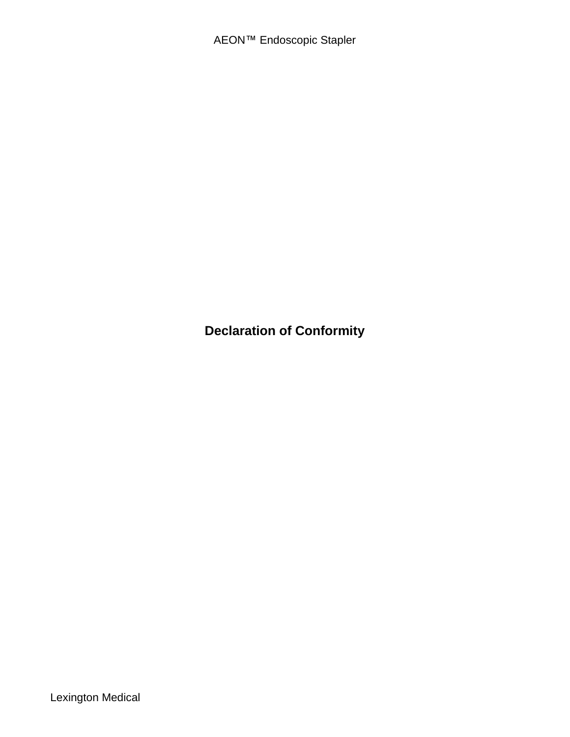AEON™ Endoscopic Stapler

# Declaration of Conformity

Lexington Medical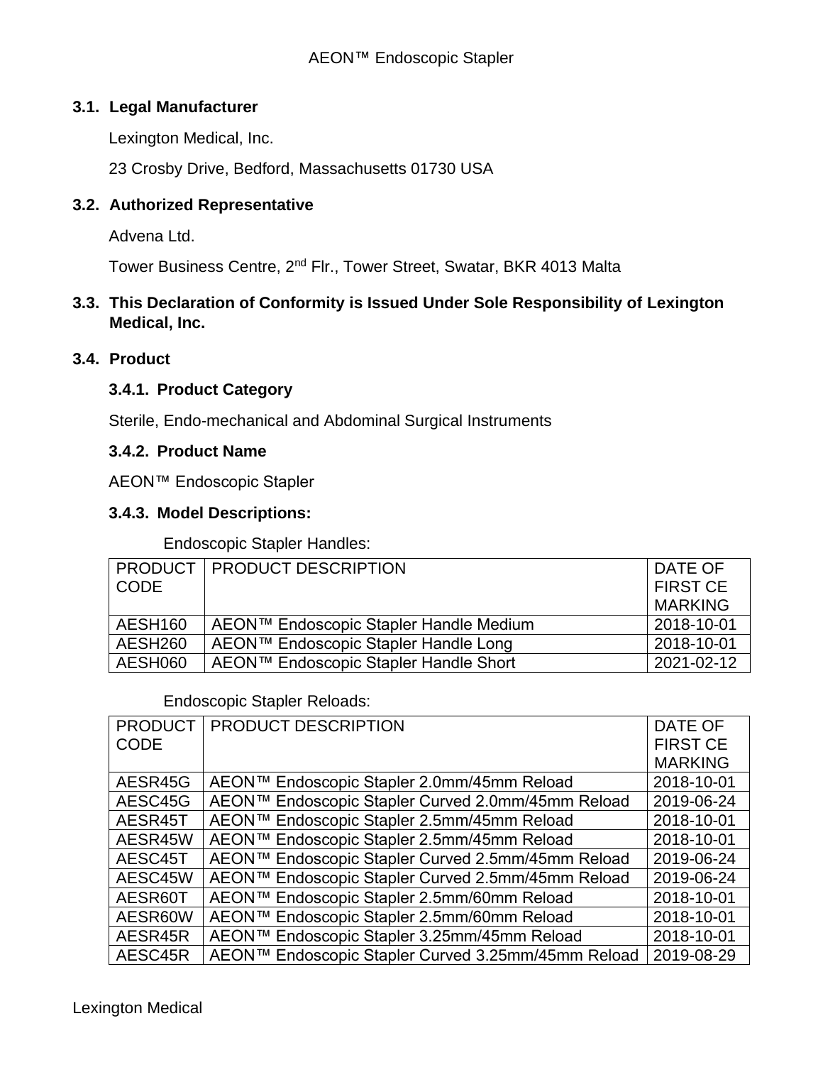### 3.1. Legal Manufacturer

Lexington Medical, Inc.

23 Crosby Drive, Bedford, Massachusetts 01730 USA

### 3.2. Authorized Representative

Advena Ltd.

Tower Business Centre, 2nd Flr., Tower Street, Swatar, BKR 4013 Malta

### 3.3. This Declaration of Conformity is Issued Under Sole Responsibility of Lexington Medical, Inc.

### 3.4. Product

#### 3.4.1. Product Category

Sterile, Endo-mechanical and Abdominal Surgical Instruments

#### 3.4.2. Product Name

AEON™ Endoscopic Stapler

#### 3.4.3. Model Descriptions:

Endoscopic Stapler Handles:

| PRODUCT CODE | PRODUCT DESCRIPTION | DATE OF FIRST CE MARKING |
|---|---|---|
| AESH160 | AEON™ Endoscopic Stapler Handle Medium | 2018-10-01 |
| AESH260 | AEON™ Endoscopic Stapler Handle Long | 2018-10-01 |
| AESH060 | AEON™ Endoscopic Stapler Handle Short | 2021-02-12 |

Endoscopic Stapler Reloads:

| PRODUCT CODE | PRODUCT DESCRIPTION | DATE OF FIRST CE MARKING |
|---|---|---|
| AESR45G | AEON™ Endoscopic Stapler 2.0mm/45mm Reload | 2018-10-01 |
| AESC45G | AEON™ Endoscopic Stapler Curved 2.0mm/45mm Reload | 2019-06-24 |
| AESR45T | AEON™ Endoscopic Stapler 2.5mm/45mm Reload | 2018-10-01 |
| AESR45W | AEON™ Endoscopic Stapler 2.5mm/45mm Reload | 2018-10-01 |
| AESC45T | AEON™ Endoscopic Stapler Curved 2.5mm/45mm Reload | 2019-06-24 |
| AESC45W | AEON™ Endoscopic Stapler Curved 2.5mm/45mm Reload | 2019-06-24 |
| AESR60T | AEON™ Endoscopic Stapler 2.5mm/60mm Reload | 2018-10-01 |
| AESR60W | AEON™ Endoscopic Stapler 2.5mm/60mm Reload | 2018-10-01 |
| AESR45R | AEON™ Endoscopic Stapler 3.25mm/45mm Reload | 2018-10-01 |
| AESC45R | AEON™ Endoscopic Stapler Curved 3.25mm/45mm Reload | 2019-08-29 |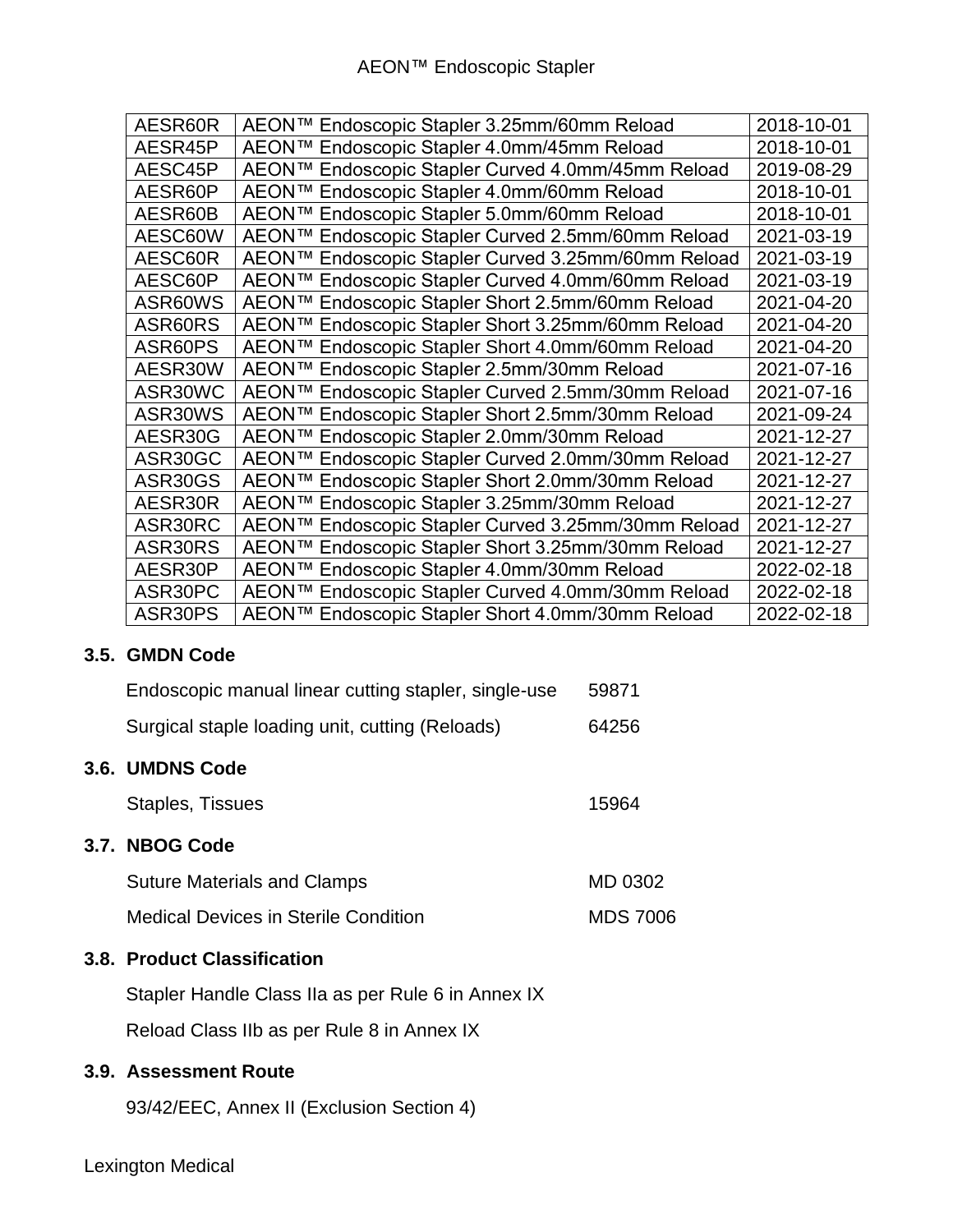| AESR60R | AEON™ Endoscopic Stapler 3.25mm/60mm Reload | 2018-10-01 |
|---|---|---|
| AESR45P | AEON™ Endoscopic Stapler 4.0mm/45mm Reload | 2018-10-01 |
| AESC45P | AEON™ Endoscopic Stapler Curved 4.0mm/45mm Reload | 2019-08-29 |
| AESR60P | AEON™ Endoscopic Stapler 4.0mm/60mm Reload | 2018-10-01 |
| AESR60B | AEON™ Endoscopic Stapler 5.0mm/60mm Reload | 2018-10-01 |
| AESC60W | AEON™ Endoscopic Stapler Curved 2.5mm/60mm Reload | 2021-03-19 |
| AESC60R | AEON™ Endoscopic Stapler Curved 3.25mm/60mm Reload | 2021-03-19 |
| AESC60P | AEON™ Endoscopic Stapler Curved 4.0mm/60mm Reload | 2021-03-19 |
| ASR60WS | AEON™ Endoscopic Stapler Short 2.5mm/60mm Reload | 2021-04-20 |
| ASR60RS | AEON™ Endoscopic Stapler Short 3.25mm/60mm Reload | 2021-04-20 |
| ASR60PS | AEON™ Endoscopic Stapler Short 4.0mm/60mm Reload | 2021-04-20 |
| AESR30W | AEON™ Endoscopic Stapler 2.5mm/30mm Reload | 2021-07-16 |
| ASR30WC | AEON™ Endoscopic Stapler Curved 2.5mm/30mm Reload | 2021-07-16 |
| ASR30WS | AEON™ Endoscopic Stapler Short 2.5mm/30mm Reload | 2021-09-24 |
| AESR30G | AEON™ Endoscopic Stapler 2.0mm/30mm Reload | 2021-12-27 |
| ASR30GC | AEON™ Endoscopic Stapler Curved 2.0mm/30mm Reload | 2021-12-27 |
| ASR30GS | AEON™ Endoscopic Stapler Short 2.0mm/30mm Reload | 2021-12-27 |
| AESR30R | AEON™ Endoscopic Stapler 3.25mm/30mm Reload | 2021-12-27 |
| ASR30RC | AEON™ Endoscopic Stapler Curved 3.25mm/30mm Reload | 2021-12-27 |
| ASR30RS | AEON™ Endoscopic Stapler Short 3.25mm/30mm Reload | 2021-12-27 |
| AESR30P | AEON™ Endoscopic Stapler 4.0mm/30mm Reload | 2022-02-18 |
| ASR30PC | AEON™ Endoscopic Stapler Curved 4.0mm/30mm Reload | 2022-02-18 |
| ASR30PS | AEON™ Endoscopic Stapler Short 4.0mm/30mm Reload | 2022-02-18 |

### 3.5. GMDN Code

Endoscopic manual linear cutting stapler, single-use 59871

Surgical staple loading unit, cutting (Reloads) 64256

### 3.6. UMDNS Code

Staples, Tissues 15964

### 3.7. NBOG Code

Suture Materials and Clamps MD 0302

Medical Devices in Sterile Condition MDS 7006

### 3.8. Product Classification

Stapler Handle Class IIa as per Rule 6 in Annex IX

Reload Class IIb as per Rule 8 in Annex IX

### 3.9. Assessment Route

93/42/EEC, Annex II (Exclusion Section 4)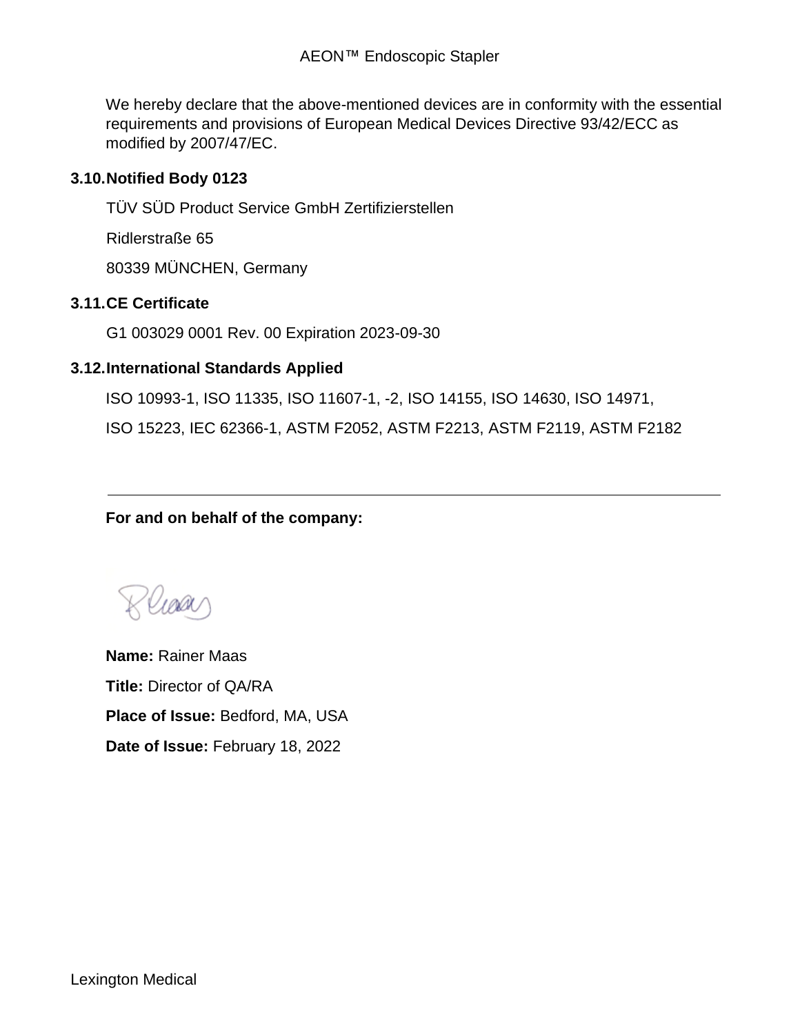We hereby declare that the above-mentioned devices are in conformity with the essential requirements and provisions of European Medical Devices Directive 93/42/ECC as modified by 2007/47/EC.

**3.10. Notified Body 0123**

TÜV SÜD Product Service GmbH Zertifizierstellen

Ridlerstraße 65

80339 MÜNCHEN, Germany

**3.11. CE Certificate**

G1 003029 0001 Rev. 00 Expiration 2023-09-30

**3.12. International Standards Applied**

ISO 10993-1, ISO 11335, ISO 11607-1, -2, ISO 14155, ISO 14630, ISO 14971,

ISO 15223, IEC 62366-1, ASTM F2052, ASTM F2213, ASTM F2119, ASTM F2182

---

**For and on behalf of the company:**

**Name:** Rainer Maas

**Title:** Director of QA/RA

**Place of Issue:** Bedford, MA, USA

**Date of Issue:** February 18, 2022